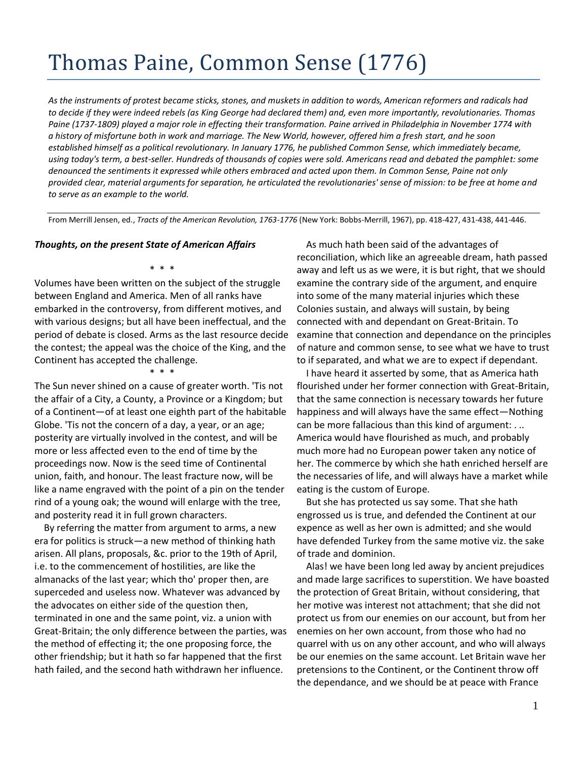# Thomas Paine, Common Sense (1776)

*As the instruments of protest became sticks, stones, and muskets in addition to words, American reformers and radicals had to decide if they were indeed rebels (as King George had declared them) and, even more importantly, revolutionaries. Thomas Paine (1737-1809) played a major role in effecting their transformation. Paine arrived in Philadelphia in November 1774 with a history of misfortune both in work and marriage. The New World, however, offered him a fresh start, and he soon established himself as a political revolutionary. In January 1776, he published Common Sense, which immediately became, using today's term, a best-seller. Hundreds of thousands of copies were sold. Americans read and debated the pamphlet: some denounced the sentiments it expressed while others embraced and acted upon them. In Common Sense, Paine not only provided clear, material arguments for separation, he articulated the revolutionaries' sense of mission: to be free at home and to serve as an example to the world.*

From Merrill Jensen, ed., *Tracts of the American Revolution, 1763-1776* (New York: Bobbs-Merrill, 1967), pp. 418-427, 431-438, 441-446.

***Thoughts, on the present State of American Affairs***

\* \* \*

Volumes have been written on the subject of the struggle between England and America. Men of all ranks have embarked in the controversy, from different motives, and with various designs; but all have been ineffectual, and the period of debate is closed. Arms as the last resource decide the contest; the appeal was the choice of the King, and the Continent has accepted the challenge.

\* \* \*

The Sun never shined on a cause of greater worth. 'Tis not the affair of a City, a County, a Province or a Kingdom; but of a Continent—of at least one eighth part of the habitable Globe. 'Tis not the concern of a day, a year, or an age; posterity are virtually involved in the contest, and will be more or less affected even to the end of time by the proceedings now. Now is the seed time of Continental union, faith, and honour. The least fracture now, will be like a name engraved with the point of a pin on the tender rind of a young oak; the wound will enlarge with the tree, and posterity read it in full grown characters.

By referring the matter from argument to arms, a new era for politics is struck—a new method of thinking hath arisen. All plans, proposals, &c. prior to the 19th of April, i.e. to the commencement of hostilities, are like the almanacks of the last year; which tho' proper then, are superceded and useless now. Whatever was advanced by the advocates on either side of the question then, terminated in one and the same point, viz. a union with Great-Britain; the only difference between the parties, was the method of effecting it; the one proposing force, the other friendship; but it hath so far happened that the first hath failed, and the second hath withdrawn her influence.

As much hath been said of the advantages of reconciliation, which like an agreeable dream, hath passed away and left us as we were, it is but right, that we should examine the contrary side of the argument, and enquire into some of the many material injuries which these Colonies sustain, and always will sustain, by being connected with and dependant on Great-Britain. To examine that connection and dependance on the principles of nature and common sense, to see what we have to trust to if separated, and what we are to expect if dependant.

I have heard it asserted by some, that as America hath flourished under her former connection with Great-Britain, that the same connection is necessary towards her future happiness and will always have the same effect—Nothing can be more fallacious than this kind of argument: . .. America would have flourished as much, and probably much more had no European power taken any notice of her. The commerce by which she hath enriched herself are the necessaries of life, and will always have a market while eating is the custom of Europe.

But she has protected us say some. That she hath engrossed us is true, and defended the Continent at our expence as well as her own is admitted; and she would have defended Turkey from the same motive viz. the sake of trade and dominion.

Alas! we have been long led away by ancient prejudices and made large sacrifices to superstition. We have boasted the protection of Great Britain, without considering, that her motive was interest not attachment; that she did not protect us from our enemies on our account, but from her enemies on her own account, from those who had no quarrel with us on any other account, and who will always be our enemies on the same account. Let Britain wave her pretensions to the Continent, or the Continent throw off the dependance, and we should be at peace with France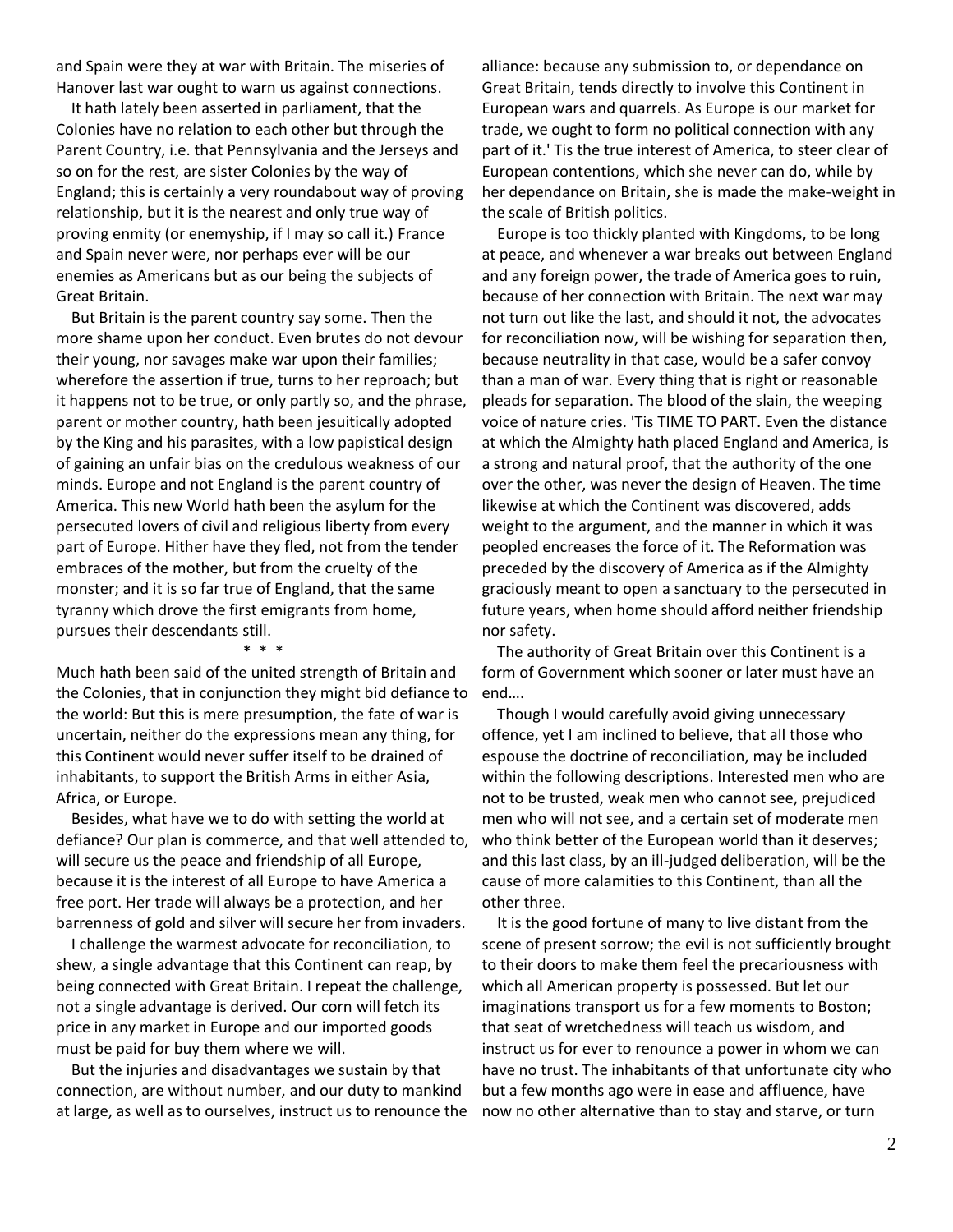and Spain were they at war with Britain. The miseries of Hanover last war ought to warn us against connections.

It hath lately been asserted in parliament, that the Colonies have no relation to each other but through the Parent Country, i.e. that Pennsylvania and the Jerseys and so on for the rest, are sister Colonies by the way of England; this is certainly a very roundabout way of proving relationship, but it is the nearest and only true way of proving enmity (or enemyship, if I may so call it.) France and Spain never were, nor perhaps ever will be our enemies as Americans but as our being the subjects of Great Britain.

But Britain is the parent country say some. Then the more shame upon her conduct. Even brutes do not devour their young, nor savages make war upon their families; wherefore the assertion if true, turns to her reproach; but it happens not to be true, or only partly so, and the phrase, parent or mother country, hath been jesuitically adopted by the King and his parasites, with a low papistical design of gaining an unfair bias on the credulous weakness of our minds. Europe and not England is the parent country of America. This new World hath been the asylum for the persecuted lovers of civil and religious liberty from every part of Europe. Hither have they fled, not from the tender embraces of the mother, but from the cruelty of the monster; and it is so far true of England, that the same tyranny which drove the first emigrants from home, pursues their descendants still.

\* \* \*

Much hath been said of the united strength of Britain and the Colonies, that in conjunction they might bid defiance to the world: But this is mere presumption, the fate of war is uncertain, neither do the expressions mean any thing, for this Continent would never suffer itself to be drained of inhabitants, to support the British Arms in either Asia, Africa, or Europe.

Besides, what have we to do with setting the world at defiance? Our plan is commerce, and that well attended to, will secure us the peace and friendship of all Europe, because it is the interest of all Europe to have America a free port. Her trade will always be a protection, and her barrenness of gold and silver will secure her from invaders.

I challenge the warmest advocate for reconciliation, to shew, a single advantage that this Continent can reap, by being connected with Great Britain. I repeat the challenge, not a single advantage is derived. Our corn will fetch its price in any market in Europe and our imported goods must be paid for buy them where we will.

But the injuries and disadvantages we sustain by that connection, are without number, and our duty to mankind at large, as well as to ourselves, instruct us to renounce the alliance: because any submission to, or dependance on Great Britain, tends directly to involve this Continent in European wars and quarrels. As Europe is our market for trade, we ought to form no political connection with any part of it.' Tis the true interest of America, to steer clear of European contentions, which she never can do, while by her dependance on Britain, she is made the make-weight in the scale of British politics.

Europe is too thickly planted with Kingdoms, to be long at peace, and whenever a war breaks out between England and any foreign power, the trade of America goes to ruin, because of her connection with Britain. The next war may not turn out like the last, and should it not, the advocates for reconciliation now, will be wishing for separation then, because neutrality in that case, would be a safer convoy than a man of war. Every thing that is right or reasonable pleads for separation. The blood of the slain, the weeping voice of nature cries. 'Tis TIME TO PART. Even the distance at which the Almighty hath placed England and America, is a strong and natural proof, that the authority of the one over the other, was never the design of Heaven. The time likewise at which the Continent was discovered, adds weight to the argument, and the manner in which it was peopled encreases the force of it. The Reformation was preceded by the discovery of America as if the Almighty graciously meant to open a sanctuary to the persecuted in future years, when home should afford neither friendship nor safety.

The authority of Great Britain over this Continent is a form of Government which sooner or later must have an end….

Though I would carefully avoid giving unnecessary offence, yet I am inclined to believe, that all those who espouse the doctrine of reconciliation, may be included within the following descriptions. Interested men who are not to be trusted, weak men who cannot see, prejudiced men who will not see, and a certain set of moderate men who think better of the European world than it deserves; and this last class, by an ill-judged deliberation, will be the cause of more calamities to this Continent, than all the other three.

It is the good fortune of many to live distant from the scene of present sorrow; the evil is not sufficiently brought to their doors to make them feel the precariousness with which all American property is possessed. But let our imaginations transport us for a few moments to Boston; that seat of wretchedness will teach us wisdom, and instruct us for ever to renounce a power in whom we can have no trust. The inhabitants of that unfortunate city who but a few months ago were in ease and affluence, have now no other alternative than to stay and starve, or turn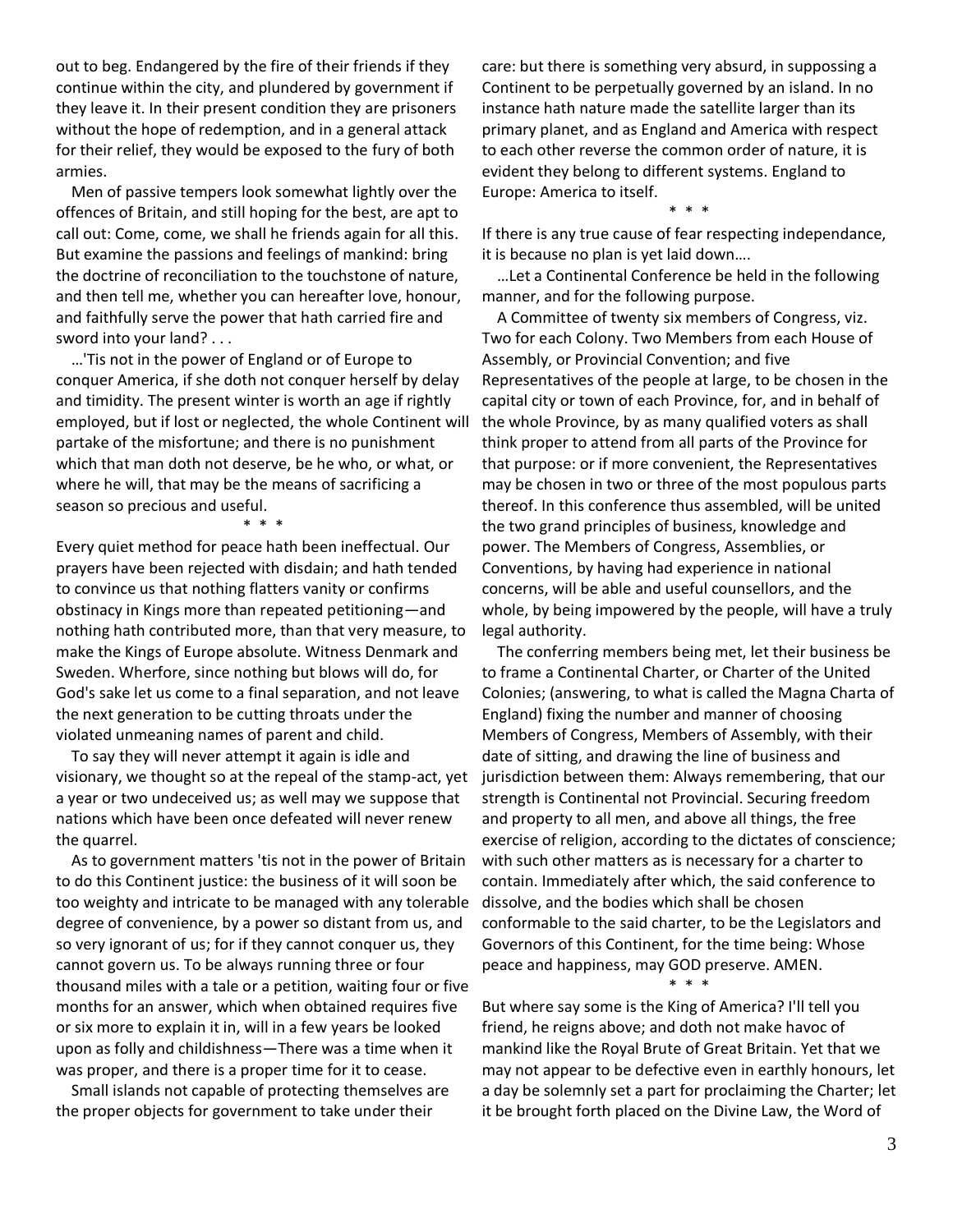out to beg. Endangered by the fire of their friends if they continue within the city, and plundered by government if they leave it. In their present condition they are prisoners without the hope of redemption, and in a general attack for their relief, they would be exposed to the fury of both armies.

Men of passive tempers look somewhat lightly over the offences of Britain, and still hoping for the best, are apt to call out: Come, come, we shall he friends again for all this. But examine the passions and feelings of mankind: bring the doctrine of reconciliation to the touchstone of nature, and then tell me, whether you can hereafter love, honour, and faithfully serve the power that hath carried fire and sword into your land? . . .

…'Tis not in the power of England or of Europe to conquer America, if she doth not conquer herself by delay and timidity. The present winter is worth an age if rightly employed, but if lost or neglected, the whole Continent will partake of the misfortune; and there is no punishment which that man doth not deserve, be he who, or what, or where he will, that may be the means of sacrificing a season so precious and useful.

\* \* \*

Every quiet method for peace hath been ineffectual. Our prayers have been rejected with disdain; and hath tended to convince us that nothing flatters vanity or confirms obstinacy in Kings more than repeated petitioning—and nothing hath contributed more, than that very measure, to make the Kings of Europe absolute. Witness Denmark and Sweden. Wherfore, since nothing but blows will do, for God's sake let us come to a final separation, and not leave the next generation to be cutting throats under the violated unmeaning names of parent and child.

To say they will never attempt it again is idle and visionary, we thought so at the repeal of the stamp-act, yet a year or two undeceived us; as well may we suppose that nations which have been once defeated will never renew the quarrel.

As to government matters 'tis not in the power of Britain to do this Continent justice: the business of it will soon be too weighty and intricate to be managed with any tolerable degree of convenience, by a power so distant from us, and so very ignorant of us; for if they cannot conquer us, they cannot govern us. To be always running three or four thousand miles with a tale or a petition, waiting four or five months for an answer, which when obtained requires five or six more to explain it in, will in a few years be looked upon as folly and childishness—There was a time when it was proper, and there is a proper time for it to cease.

Small islands not capable of protecting themselves are the proper objects for government to take under their care: but there is something very absurd, in suppossing a Continent to be perpetually governed by an island. In no instance hath nature made the satellite larger than its primary planet, and as England and America with respect to each other reverse the common order of nature, it is evident they belong to different systems. England to Europe: America to itself.

\* \* \*

If there is any true cause of fear respecting independance, it is because no plan is yet laid down….

…Let a Continental Conference be held in the following manner, and for the following purpose.

A Committee of twenty six members of Congress, viz. Two for each Colony. Two Members from each House of Assembly, or Provincial Convention; and five Representatives of the people at large, to be chosen in the capital city or town of each Province, for, and in behalf of the whole Province, by as many qualified voters as shall think proper to attend from all parts of the Province for that purpose: or if more convenient, the Representatives may be chosen in two or three of the most populous parts thereof. In this conference thus assembled, will be united the two grand principles of business, knowledge and power. The Members of Congress, Assemblies, or Conventions, by having had experience in national concerns, will be able and useful counsellors, and the whole, by being impowered by the people, will have a truly legal authority.

The conferring members being met, let their business be to frame a Continental Charter, or Charter of the United Colonies; (answering, to what is called the Magna Charta of England) fixing the number and manner of choosing Members of Congress, Members of Assembly, with their date of sitting, and drawing the line of business and jurisdiction between them: Always remembering, that our strength is Continental not Provincial. Securing freedom and property to all men, and above all things, the free exercise of religion, according to the dictates of conscience; with such other matters as is necessary for a charter to contain. Immediately after which, the said conference to dissolve, and the bodies which shall be chosen conformable to the said charter, to be the Legislators and Governors of this Continent, for the time being: Whose peace and happiness, may GOD preserve. AMEN.

\* \* \*

But where say some is the King of America? I'll tell you friend, he reigns above; and doth not make havoc of mankind like the Royal Brute of Great Britain. Yet that we may not appear to be defective even in earthly honours, let a day be solemnly set a part for proclaiming the Charter; let it be brought forth placed on the Divine Law, the Word of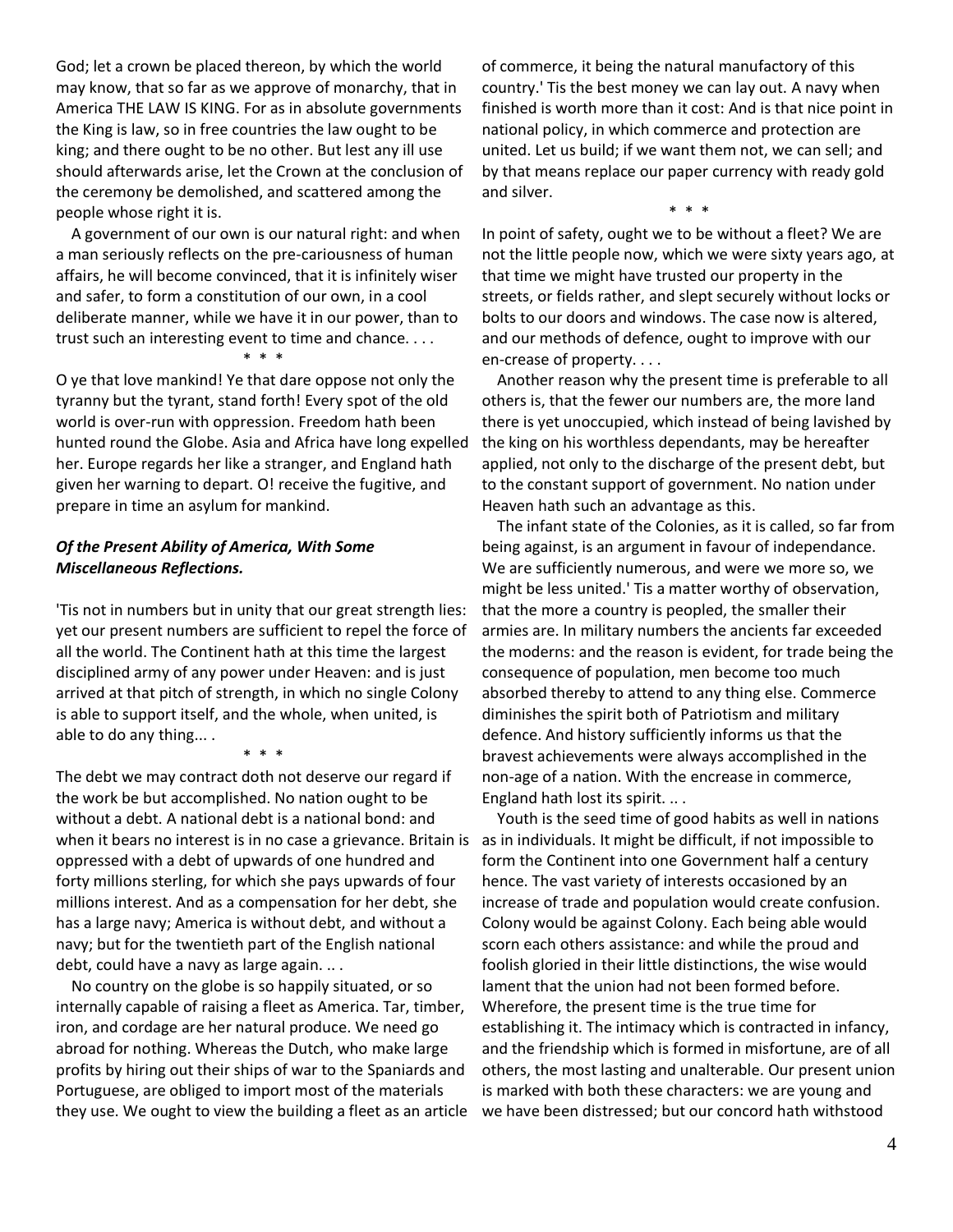God; let a crown be placed thereon, by which the world may know, that so far as we approve of monarchy, that in America THE LAW IS KING. For as in absolute governments the King is law, so in free countries the law ought to be king; and there ought to be no other. But lest any ill use should afterwards arise, let the Crown at the conclusion of the ceremony be demolished, and scattered among the people whose right it is.

A government of our own is our natural right: and when a man seriously reflects on the pre-cariousness of human affairs, he will become convinced, that it is infinitely wiser and safer, to form a constitution of our own, in a cool deliberate manner, while we have it in our power, than to trust such an interesting event to time and chance. . . .

\* \* \*

O ye that love mankind! Ye that dare oppose not only the tyranny but the tyrant, stand forth! Every spot of the old world is over-run with oppression. Freedom hath been hunted round the Globe. Asia and Africa have long expelled her. Europe regards her like a stranger, and England hath given her warning to depart. O! receive the fugitive, and prepare in time an asylum for mankind.

### *Of the Present Ability of America, With Some Miscellaneous Reflections.*

'Tis not in numbers but in unity that our great strength lies: yet our present numbers are sufficient to repel the force of all the world. The Continent hath at this time the largest disciplined army of any power under Heaven: and is just arrived at that pitch of strength, in which no single Colony is able to support itself, and the whole, when united, is able to do any thing... .

\* \* \*

The debt we may contract doth not deserve our regard if the work be but accomplished. No nation ought to be without a debt. A national debt is a national bond: and when it bears no interest is in no case a grievance. Britain is oppressed with a debt of upwards of one hundred and forty millions sterling, for which she pays upwards of four millions interest. And as a compensation for her debt, she has a large navy; America is without debt, and without a navy; but for the twentieth part of the English national debt, could have a navy as large again. .. .

No country on the globe is so happily situated, or so internally capable of raising a fleet as America. Tar, timber, iron, and cordage are her natural produce. We need go abroad for nothing. Whereas the Dutch, who make large profits by hiring out their ships of war to the Spaniards and Portuguese, are obliged to import most of the materials they use. We ought to view the building a fleet as an article of commerce, it being the natural manufactory of this country.' Tis the best money we can lay out. A navy when finished is worth more than it cost: And is that nice point in national policy, in which commerce and protection are united. Let us build; if we want them not, we can sell; and by that means replace our paper currency with ready gold and silver.

\* \* \*

In point of safety, ought we to be without a fleet? We are not the little people now, which we were sixty years ago, at that time we might have trusted our property in the streets, or fields rather, and slept securely without locks or bolts to our doors and windows. The case now is altered, and our methods of defence, ought to improve with our en-crease of property. . . .

Another reason why the present time is preferable to all others is, that the fewer our numbers are, the more land there is yet unoccupied, which instead of being lavished by the king on his worthless dependants, may be hereafter applied, not only to the discharge of the present debt, but to the constant support of government. No nation under Heaven hath such an advantage as this.

The infant state of the Colonies, as it is called, so far from being against, is an argument in favour of independance. We are sufficiently numerous, and were we more so, we might be less united.' Tis a matter worthy of observation, that the more a country is peopled, the smaller their armies are. In military numbers the ancients far exceeded the moderns: and the reason is evident, for trade being the consequence of population, men become too much absorbed thereby to attend to any thing else. Commerce diminishes the spirit both of Patriotism and military defence. And history sufficiently informs us that the bravest achievements were always accomplished in the non-age of a nation. With the encrease in commerce, England hath lost its spirit. .. .

Youth is the seed time of good habits as well in nations as in individuals. It might be difficult, if not impossible to form the Continent into one Government half a century hence. The vast variety of interests occasioned by an increase of trade and population would create confusion. Colony would be against Colony. Each being able would scorn each others assistance: and while the proud and foolish gloried in their little distinctions, the wise would lament that the union had not been formed before. Wherefore, the present time is the true time for establishing it. The intimacy which is contracted in infancy, and the friendship which is formed in misfortune, are of all others, the most lasting and unalterable. Our present union is marked with both these characters: we are young and we have been distressed; but our concord hath withstood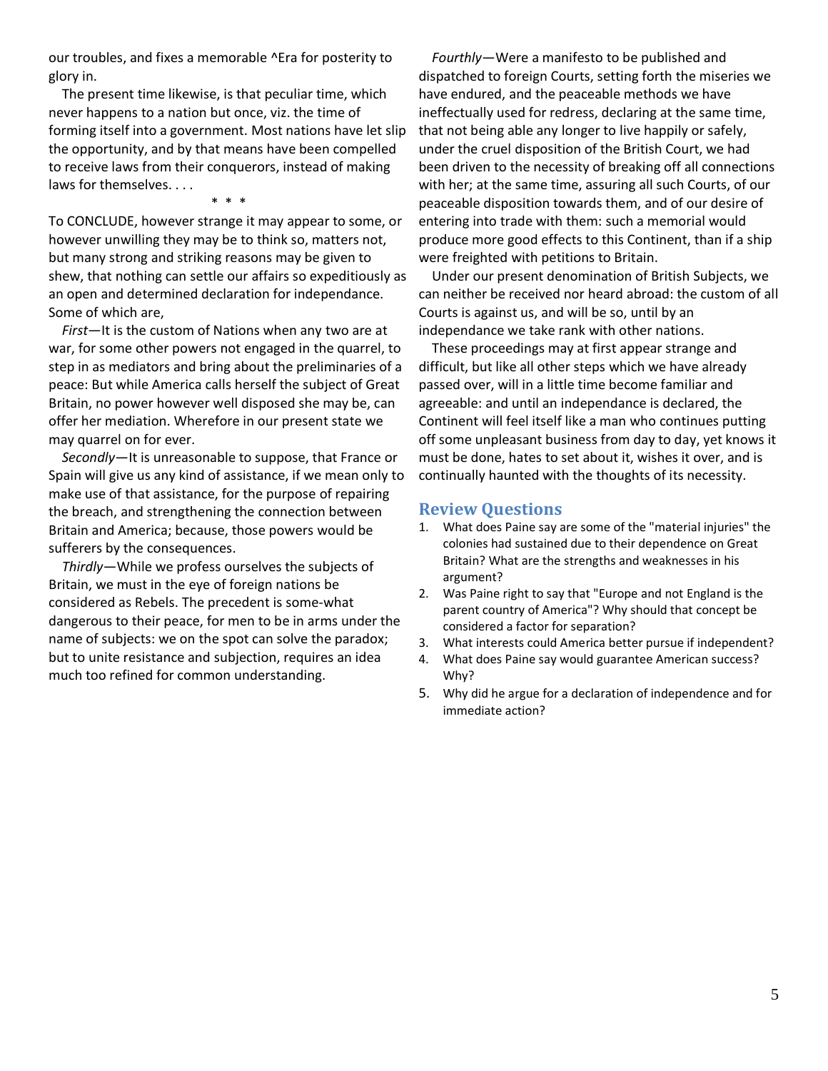our troubles, and fixes a memorable ^Era for posterity to glory in.

The present time likewise, is that peculiar time, which never happens to a nation but once, viz. the time of forming itself into a government. Most nations have let slip the opportunity, and by that means have been compelled to receive laws from their conquerors, instead of making laws for themselves. . . .

\* \* \*

To CONCLUDE, however strange it may appear to some, or however unwilling they may be to think so, matters not, but many strong and striking reasons may be given to shew, that nothing can settle our affairs so expeditiously as an open and determined declaration for independance. Some of which are,

*First*—It is the custom of Nations when any two are at war, for some other powers not engaged in the quarrel, to step in as mediators and bring about the preliminaries of a peace: But while America calls herself the subject of Great Britain, no power however well disposed she may be, can offer her mediation. Wherefore in our present state we may quarrel on for ever.

*Secondly*—It is unreasonable to suppose, that France or Spain will give us any kind of assistance, if we mean only to make use of that assistance, for the purpose of repairing the breach, and strengthening the connection between Britain and America; because, those powers would be sufferers by the consequences.

*Thirdly*—While we profess ourselves the subjects of Britain, we must in the eye of foreign nations be considered as Rebels. The precedent is some-what dangerous to their peace, for men to be in arms under the name of subjects: we on the spot can solve the paradox; but to unite resistance and subjection, requires an idea much too refined for common understanding.

*Fourthly*—Were a manifesto to be published and dispatched to foreign Courts, setting forth the miseries we have endured, and the peaceable methods we have ineffectually used for redress, declaring at the same time, that not being able any longer to live happily or safely, under the cruel disposition of the British Court, we had been driven to the necessity of breaking off all connections with her; at the same time, assuring all such Courts, of our peaceable disposition towards them, and of our desire of entering into trade with them: such a memorial would produce more good effects to this Continent, than if a ship were freighted with petitions to Britain.

Under our present denomination of British Subjects, we can neither be received nor heard abroad: the custom of all Courts is against us, and will be so, until by an independance we take rank with other nations.

These proceedings may at first appear strange and difficult, but like all other steps which we have already passed over, will in a little time become familiar and agreeable: and until an independance is declared, the Continent will feel itself like a man who continues putting off some unpleasant business from day to day, yet knows it must be done, hates to set about it, wishes it over, and is continually haunted with the thoughts of its necessity.

## Review Questions

1. What does Paine say are some of the "material injuries" the colonies had sustained due to their dependence on Great Britain? What are the strengths and weaknesses in his argument?
2. Was Paine right to say that "Europe and not England is the parent country of America"? Why should that concept be considered a factor for separation?
3. What interests could America better pursue if independent?
4. What does Paine say would guarantee American success? Why?
5. Why did he argue for a declaration of independence and for immediate action?